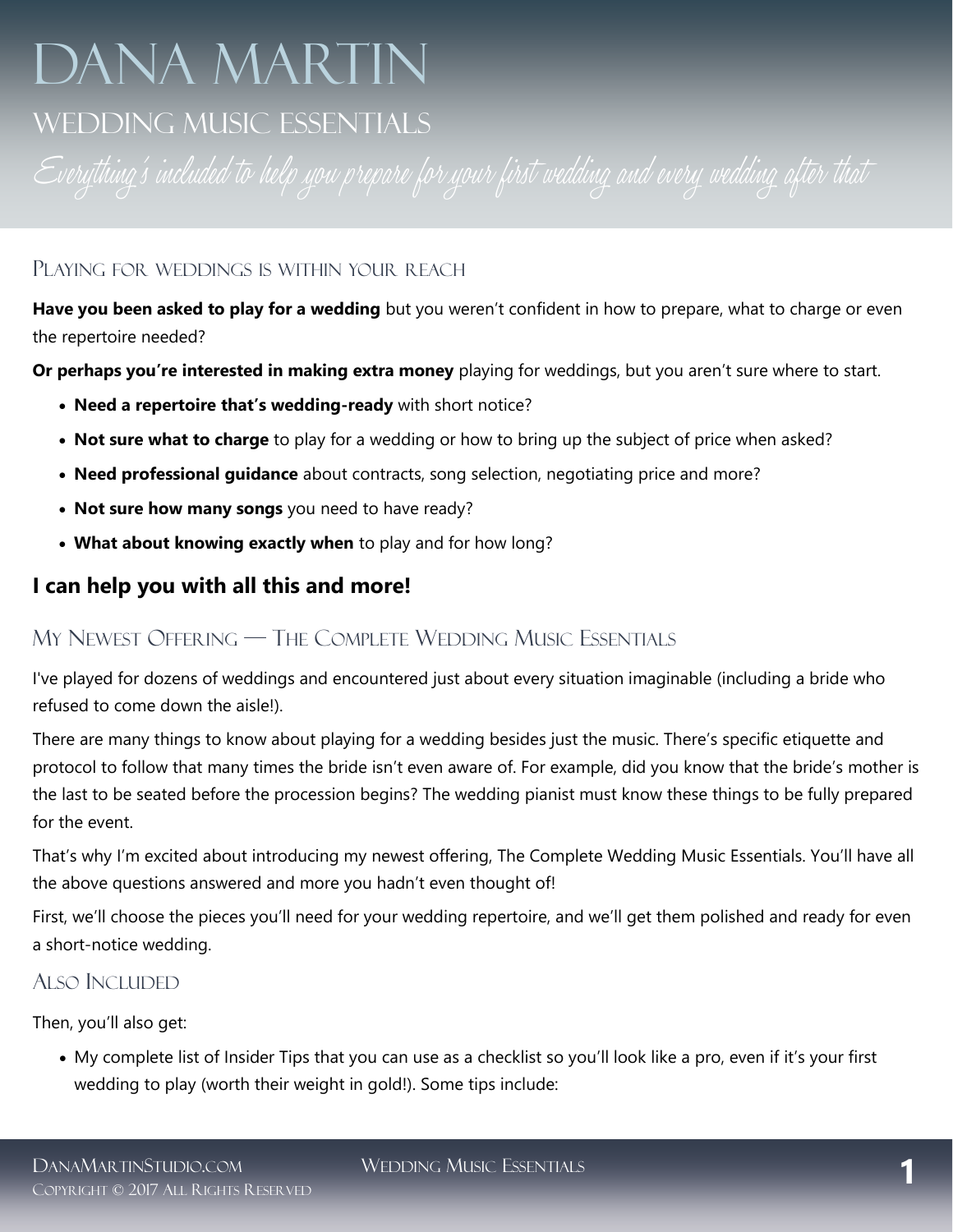# Dana Martin

## Wedding Music Essentials

*Everything's included to help you prepare for your first wedding and every wedding after that*

### Playing for weddings is within your reach

**Have you been asked to play for a wedding** but you weren't confident in how to prepare, what to charge or even the repertoire needed?

**Or perhaps you're interested in making extra money** playing for weddings, but you aren't sure where to start.

- **Need a repertoire that's wedding-ready** with short notice?
- **Not sure what to charge** to play for a wedding or how to bring up the subject of price when asked?
- **Need professional guidance** about contracts, song selection, negotiating price and more?
- **Not sure how many songs** you need to have ready?
- **What about knowing exactly when** to play and for how long?

## I can help you with all this and more!

### My Newest Offering — The Complete Wedding Music Essentials

I've played for dozens of weddings and encountered just about every situation imaginable (including a bride who refused to come down the aisle!).

There are many things to know about playing for a wedding besides just the music. There's specific etiquette and protocol to follow that many times the bride isn't even aware of. For example, did you know that the bride's mother is the last to be seated before the procession begins? The wedding pianist must know these things to be fully prepared for the event.

That's why I'm excited about introducing my newest offering, The Complete Wedding Music Essentials. You'll have all the above questions answered and more you hadn't even thought of!

First, we'll choose the pieces you'll need for your wedding repertoire, and we'll get them polished and ready for even a short-notice wedding.

### Also Included

Then, you'll also get:

- My complete list of Insider Tips that you can use as a checklist so you'll look like a pro, even if it's your first wedding to play (worth their weight in gold!). Some tips include: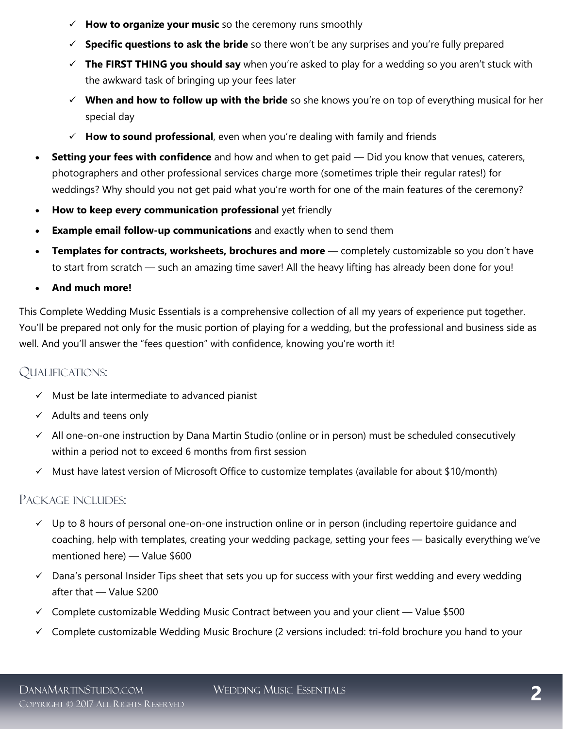- ✓ **How to organize your music** so the ceremony runs smoothly
- ✓ **Specific questions to ask the bride** so there won't be any surprises and you're fully prepared
- ✓ **The FIRST THING you should say** when you're asked to play for a wedding so you aren't stuck with the awkward task of bringing up your fees later
- ✓ **When and how to follow up with the bride** so she knows you're on top of everything musical for her special day
- ✓ **How to sound professional**, even when you're dealing with family and friends

- **Setting your fees with confidence** and how and when to get paid — Did you know that venues, caterers, photographers and other professional services charge more (sometimes triple their regular rates!) for weddings? Why should you not get paid what you're worth for one of the main features of the ceremony?
- **How to keep every communication professional** yet friendly
- **Example email follow-up communications** and exactly when to send them
- **Templates for contracts, worksheets, brochures and more** — completely customizable so you don't have to start from scratch — such an amazing time saver! All the heavy lifting has already been done for you!
- **And much more!**

This Complete Wedding Music Essentials is a comprehensive collection of all my years of experience put together. You'll be prepared not only for the music portion of playing for a wedding, but the professional and business side as well. And you'll answer the "fees question" with confidence, knowing you're worth it!

## Qualifications:

- ✓ Must be late intermediate to advanced pianist
- ✓ Adults and teens only
- ✓ All one-on-one instruction by Dana Martin Studio (online or in person) must be scheduled consecutively within a period not to exceed 6 months from first session
- ✓ Must have latest version of Microsoft Office to customize templates (available for about $10/month)

## Package includes:

- ✓ Up to 8 hours of personal one-on-one instruction online or in person (including repertoire guidance and coaching, help with templates, creating your wedding package, setting your fees — basically everything we've mentioned here) — Value $600
- ✓ Dana's personal Insider Tips sheet that sets you up for success with your first wedding and every wedding after that — Value $200
- ✓ Complete customizable Wedding Music Contract between you and your client — Value $500
- ✓ Complete customizable Wedding Music Brochure (2 versions included: tri-fold brochure you hand to your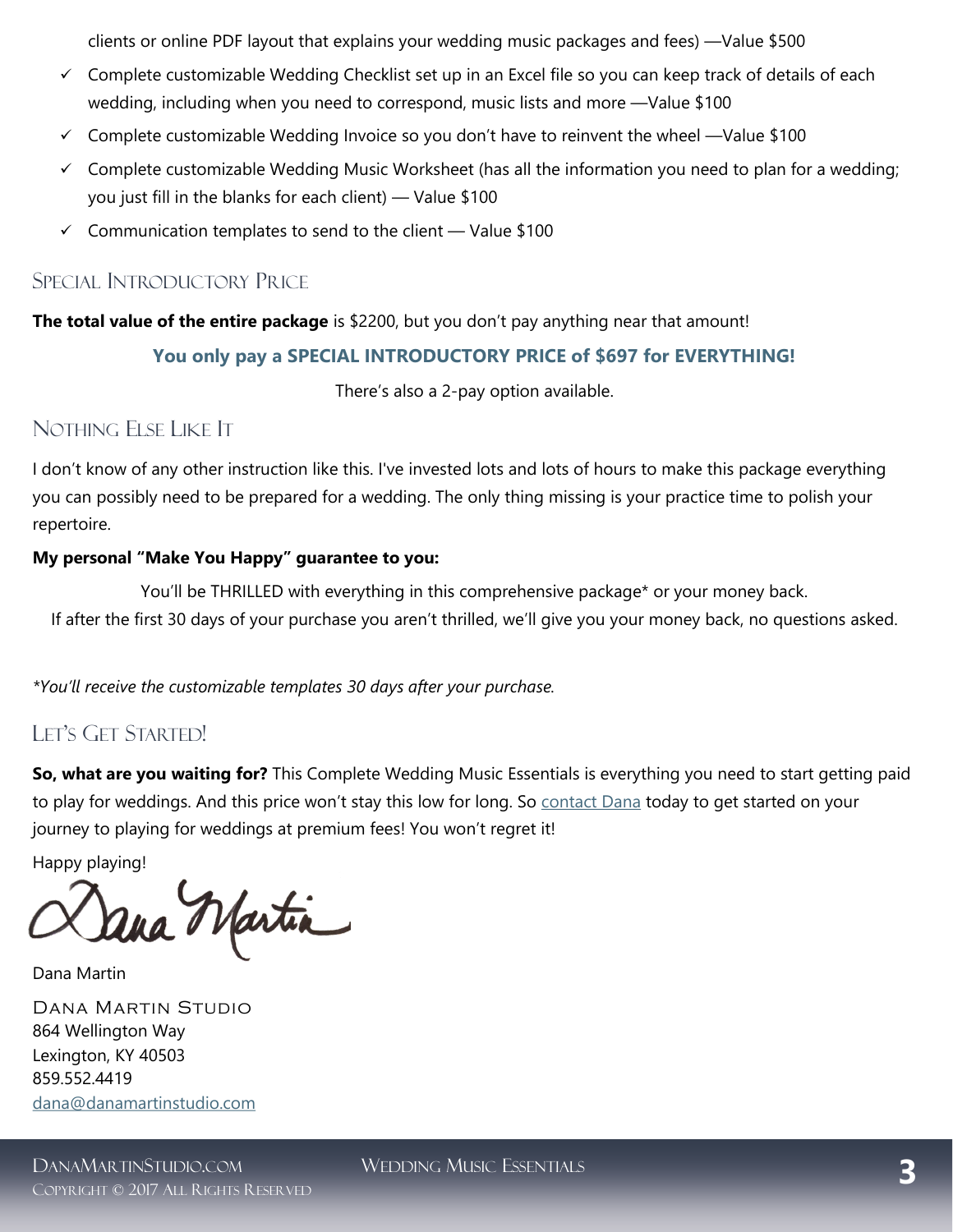clients or online PDF layout that explains your wedding music packages and fees) —Value $500

- ✓ Complete customizable Wedding Checklist set up in an Excel file so you can keep track of details of each wedding, including when you need to correspond, music lists and more —Value $100
- ✓ Complete customizable Wedding Invoice so you don't have to reinvent the wheel —Value $100
- ✓ Complete customizable Wedding Music Worksheet (has all the information you need to plan for a wedding; you just fill in the blanks for each client) — Value $100
- ✓ Communication templates to send to the client — Value $100

## Special Introductory Price

**The total value of the entire package** is $2200, but you don't pay anything near that amount!

**You only pay a SPECIAL INTRODUCTORY PRICE of $697 for EVERYTHING!**

There's also a 2-pay option available.

## Nothing Else Like It

I don't know of any other instruction like this. I've invested lots and lots of hours to make this package everything you can possibly need to be prepared for a wedding. The only thing missing is your practice time to polish your repertoire.

**My personal "Make You Happy" guarantee to you:**

You'll be THRILLED with everything in this comprehensive package* or your money back.
If after the first 30 days of your purchase you aren't thrilled, we'll give you your money back, no questions asked.

*\*You'll receive the customizable templates 30 days after your purchase.*

## Let's Get Started!

**So, what are you waiting for?** This Complete Wedding Music Essentials is everything you need to start getting paid to play for weddings. And this price won't stay this low for long. So contact Dana today to get started on your journey to playing for weddings at premium fees! You won't regret it!

Happy playing!

Dana Martin

Dana Martin

Dana Martin Studio
864 Wellington Way
Lexington, KY 40503
859.552.4419
dana@danamartinstudio.com